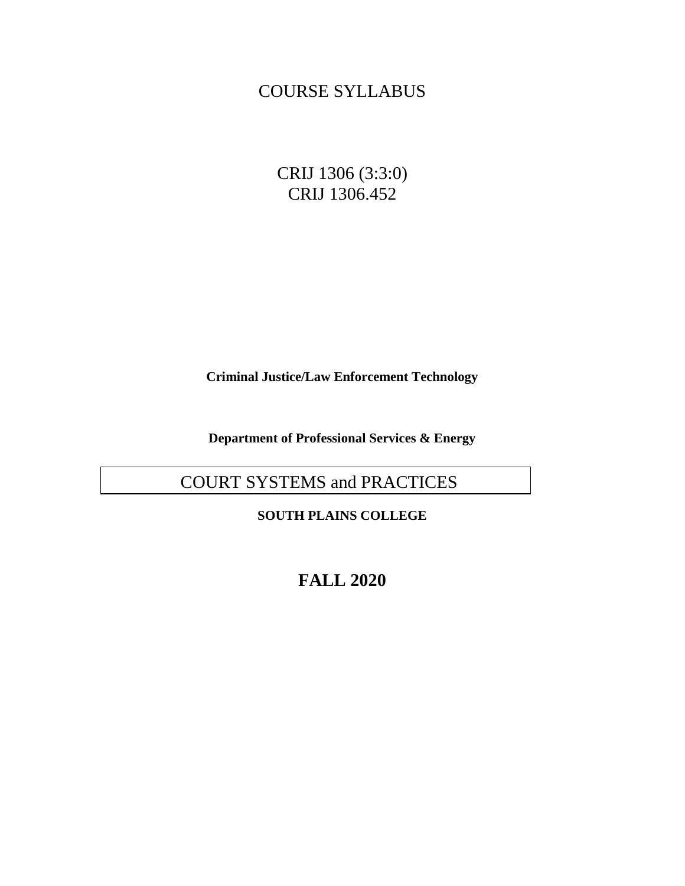# COURSE SYLLABUS

CRIJ 1306 (3:3:0)
CRIJ 1306.452

**Criminal Justice/Law Enforcement Technology**

**Department of Professional Services & Energy**

## COURT SYSTEMS and PRACTICES

**SOUTH PLAINS COLLEGE**

**FALL 2020**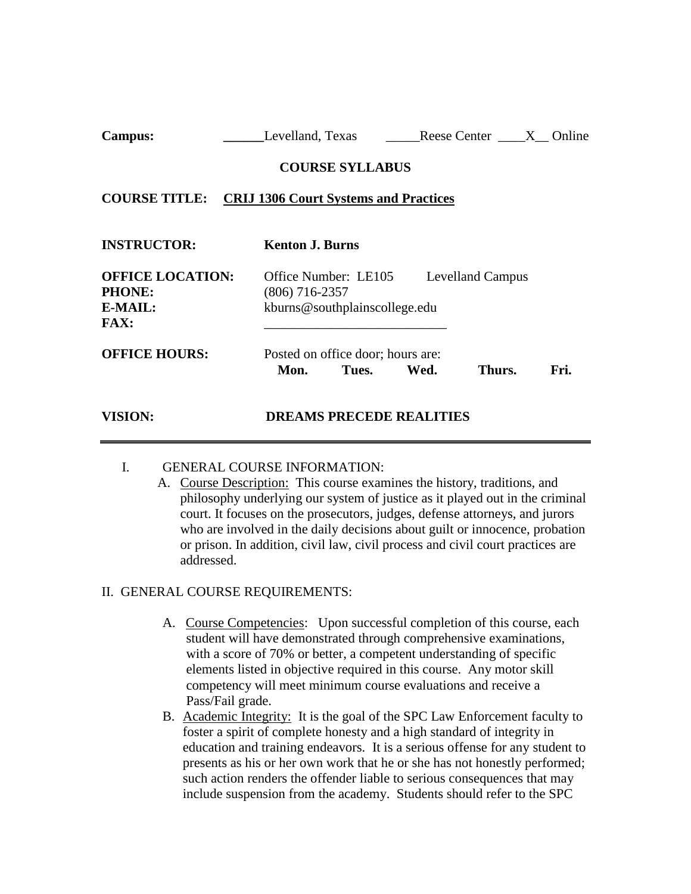**Campus:** ______Levelland, Texas _____Reese Center ____X__ Online

**COURSE SYLLABUS**

**COURSE TITLE:** **CRIJ 1306 Court Systems and Practices**

**INSTRUCTOR:** **Kenton J. Burns**

**OFFICE LOCATION:** Office Number: LE105 Levelland Campus
**PHONE:** (806) 716-2357
**E-MAIL:** kburns@southplainscollege.edu
**FAX:** ___________________________

**OFFICE HOURS:** Posted on office door; hours are:
**Mon. Tues. Wed. Thurs. Fri.**

**VISION:** **DREAMS PRECEDE REALITIES**

---

I. GENERAL COURSE INFORMATION:

A. Course Description: This course examines the history, traditions, and philosophy underlying our system of justice as it played out in the criminal court. It focuses on the prosecutors, judges, defense attorneys, and jurors who are involved in the daily decisions about guilt or innocence, probation or prison. In addition, civil law, civil process and civil court practices are addressed.

II. GENERAL COURSE REQUIREMENTS:

A. Course Competencies: Upon successful completion of this course, each student will have demonstrated through comprehensive examinations, with a score of 70% or better, a competent understanding of specific elements listed in objective required in this course. Any motor skill competency will meet minimum course evaluations and receive a Pass/Fail grade.

B. Academic Integrity: It is the goal of the SPC Law Enforcement faculty to foster a spirit of complete honesty and a high standard of integrity in education and training endeavors. It is a serious offense for any student to presents as his or her own work that he or she has not honestly performed; such action renders the offender liable to serious consequences that may include suspension from the academy. Students should refer to the SPC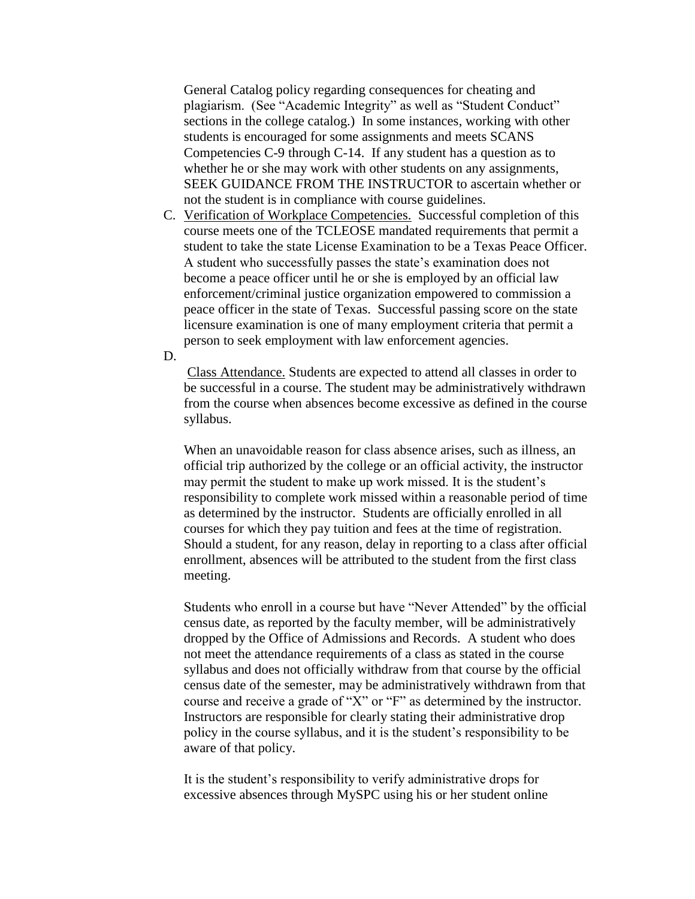General Catalog policy regarding consequences for cheating and plagiarism. (See "Academic Integrity" as well as "Student Conduct" sections in the college catalog.) In some instances, working with other students is encouraged for some assignments and meets SCANS Competencies C-9 through C-14. If any student has a question as to whether he or she may work with other students on any assignments, SEEK GUIDANCE FROM THE INSTRUCTOR to ascertain whether or not the student is in compliance with course guidelines.

C. <u>Verification of Workplace Competencies.</u> Successful completion of this course meets one of the TCLEOSE mandated requirements that permit a student to take the state License Examination to be a Texas Peace Officer. A student who successfully passes the state's examination does not become a peace officer until he or she is employed by an official law enforcement/criminal justice organization empowered to commission a peace officer in the state of Texas. Successful passing score on the state licensure examination is one of many employment criteria that permit a person to seek employment with law enforcement agencies.

D. <u>Class Attendance.</u> Students are expected to attend all classes in order to be successful in a course. The student may be administratively withdrawn from the course when absences become excessive as defined in the course syllabus.

When an unavoidable reason for class absence arises, such as illness, an official trip authorized by the college or an official activity, the instructor may permit the student to make up work missed. It is the student's responsibility to complete work missed within a reasonable period of time as determined by the instructor. Students are officially enrolled in all courses for which they pay tuition and fees at the time of registration. Should a student, for any reason, delay in reporting to a class after official enrollment, absences will be attributed to the student from the first class meeting.

Students who enroll in a course but have "Never Attended" by the official census date, as reported by the faculty member, will be administratively dropped by the Office of Admissions and Records. A student who does not meet the attendance requirements of a class as stated in the course syllabus and does not officially withdraw from that course by the official census date of the semester, may be administratively withdrawn from that course and receive a grade of "X" or "F" as determined by the instructor. Instructors are responsible for clearly stating their administrative drop policy in the course syllabus, and it is the student's responsibility to be aware of that policy.

It is the student's responsibility to verify administrative drops for excessive absences through MySPC using his or her student online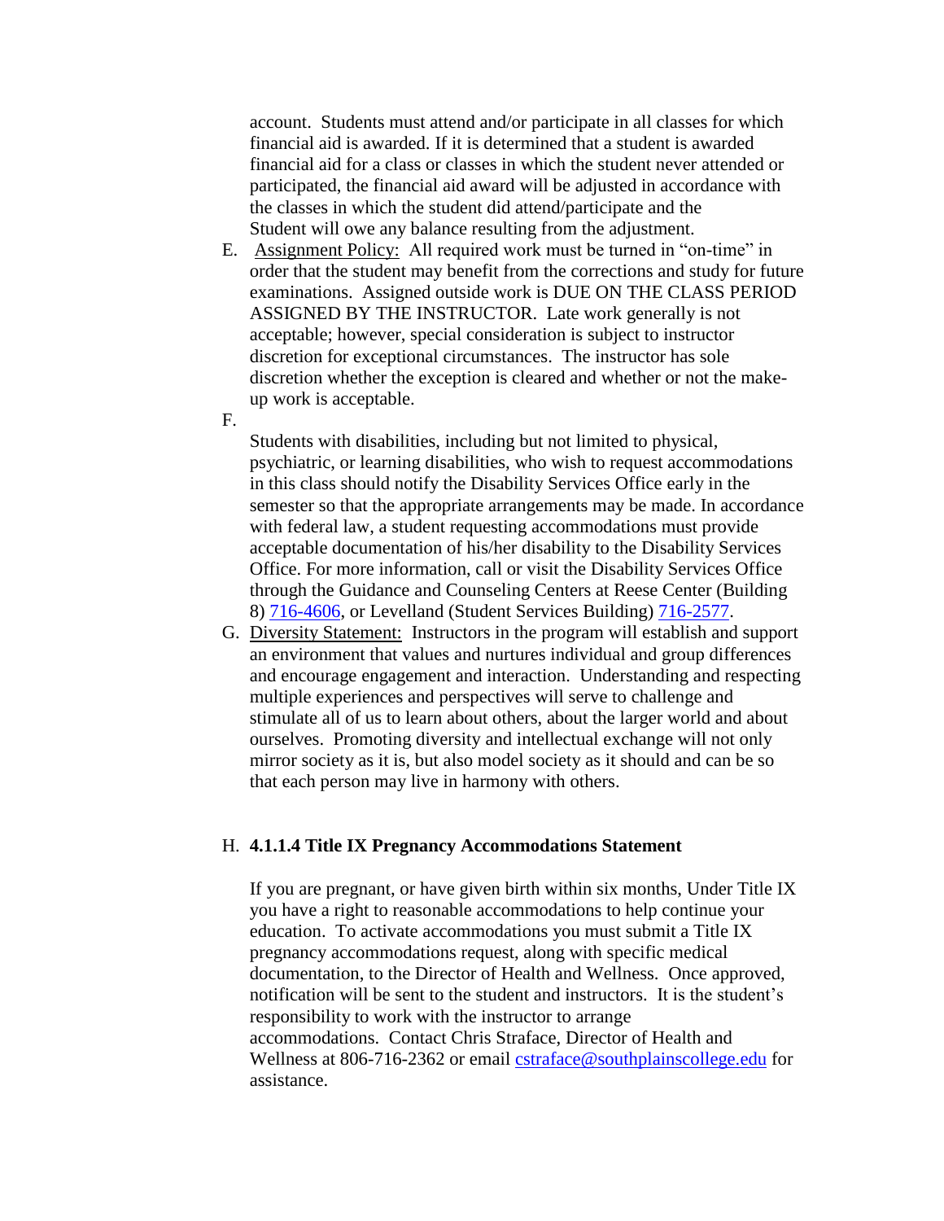account. Students must attend and/or participate in all classes for which financial aid is awarded. If it is determined that a student is awarded financial aid for a class or classes in which the student never attended or participated, the financial aid award will be adjusted in accordance with the classes in which the student did attend/participate and the Student will owe any balance resulting from the adjustment.

E. Assignment Policy: All required work must be turned in "on-time" in order that the student may benefit from the corrections and study for future examinations. Assigned outside work is DUE ON THE CLASS PERIOD ASSIGNED BY THE INSTRUCTOR. Late work generally is not acceptable; however, special consideration is subject to instructor discretion for exceptional circumstances. The instructor has sole discretion whether the exception is cleared and whether or not the make-up work is acceptable.

F.

Students with disabilities, including but not limited to physical, psychiatric, or learning disabilities, who wish to request accommodations in this class should notify the Disability Services Office early in the semester so that the appropriate arrangements may be made. In accordance with federal law, a student requesting accommodations must provide acceptable documentation of his/her disability to the Disability Services Office. For more information, call or visit the Disability Services Office through the Guidance and Counseling Centers at Reese Center (Building 8) 716-4606, or Levelland (Student Services Building) 716-2577.

G. Diversity Statement: Instructors in the program will establish and support an environment that values and nurtures individual and group differences and encourage engagement and interaction. Understanding and respecting multiple experiences and perspectives will serve to challenge and stimulate all of us to learn about others, about the larger world and about ourselves. Promoting diversity and intellectual exchange will not only mirror society as it is, but also model society as it should and can be so that each person may live in harmony with others.

H. **4.1.1.4 Title IX Pregnancy Accommodations Statement**

If you are pregnant, or have given birth within six months, Under Title IX you have a right to reasonable accommodations to help continue your education. To activate accommodations you must submit a Title IX pregnancy accommodations request, along with specific medical documentation, to the Director of Health and Wellness. Once approved, notification will be sent to the student and instructors. It is the student's responsibility to work with the instructor to arrange accommodations. Contact Chris Straface, Director of Health and Wellness at 806-716-2362 or email cstraface@southplainscollege.edu for assistance.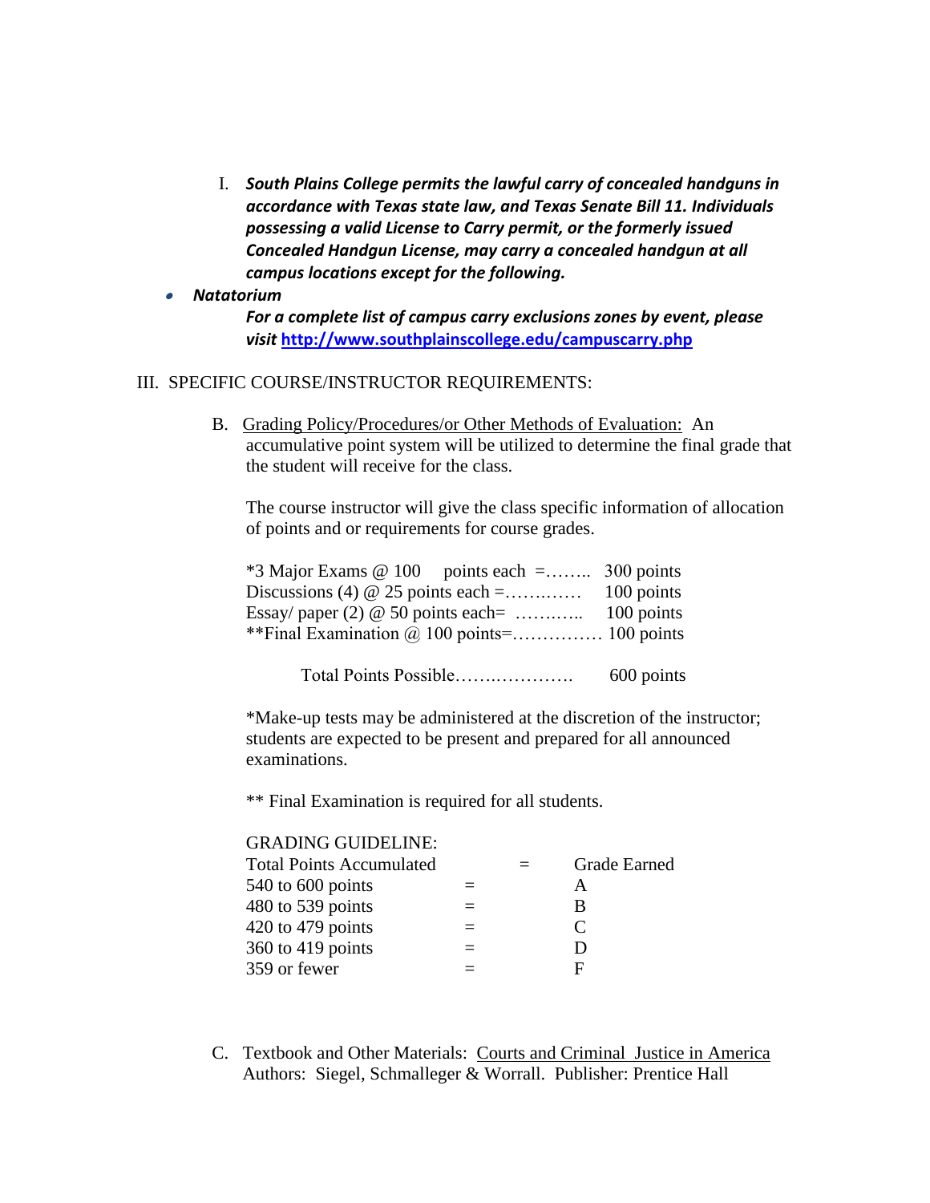I. ***South Plains College permits the lawful carry of concealed handguns in accordance with Texas state law, and Texas Senate Bill 11. Individuals possessing a valid License to Carry permit, or the formerly issued Concealed Handgun License, may carry a concealed handgun at all campus locations except for the following.***

- ***Natatorium***

***For a complete list of campus carry exclusions zones by event, please visit*** [**http://www.southplainscollege.edu/campuscarry.php**](http://www.southplainscollege.edu/campuscarry.php)

III. SPECIFIC COURSE/INSTRUCTOR REQUIREMENTS:

B. Grading Policy/Procedures/or Other Methods of Evaluation: An accumulative point system will be utilized to determine the final grade that the student will receive for the class.

The course instructor will give the class specific information of allocation of points and or requirements for course grades.

| | |
|---|---|
| *3 Major Exams @ 100 points each =…….. | 300 points |
| Discussions (4) @ 25 points each =……..…… | 100 points |
| Essay/ paper (2) @ 50 points each= ……..….. | 100 points |
| **Final Examination @ 100 points=…………… | 100 points |
| Total Points Possible…….………… | 600 points |

*Make-up tests may be administered at the discretion of the instructor; students are expected to be present and prepared for all announced examinations.

** Final Examination is required for all students.

GRADING GUIDELINE:

| Total Points Accumulated | = | Grade Earned |
|---|---|---|
| 540 to 600 points | = | A |
| 480 to 539 points | = | B |
| 420 to 479 points | = | C |
| 360 to 419 points | = | D |
| 359 or fewer | = | F |

C. Textbook and Other Materials: Courts and Criminal Justice in America
Authors: Siegel, Schmalleger & Worrall. Publisher: Prentice Hall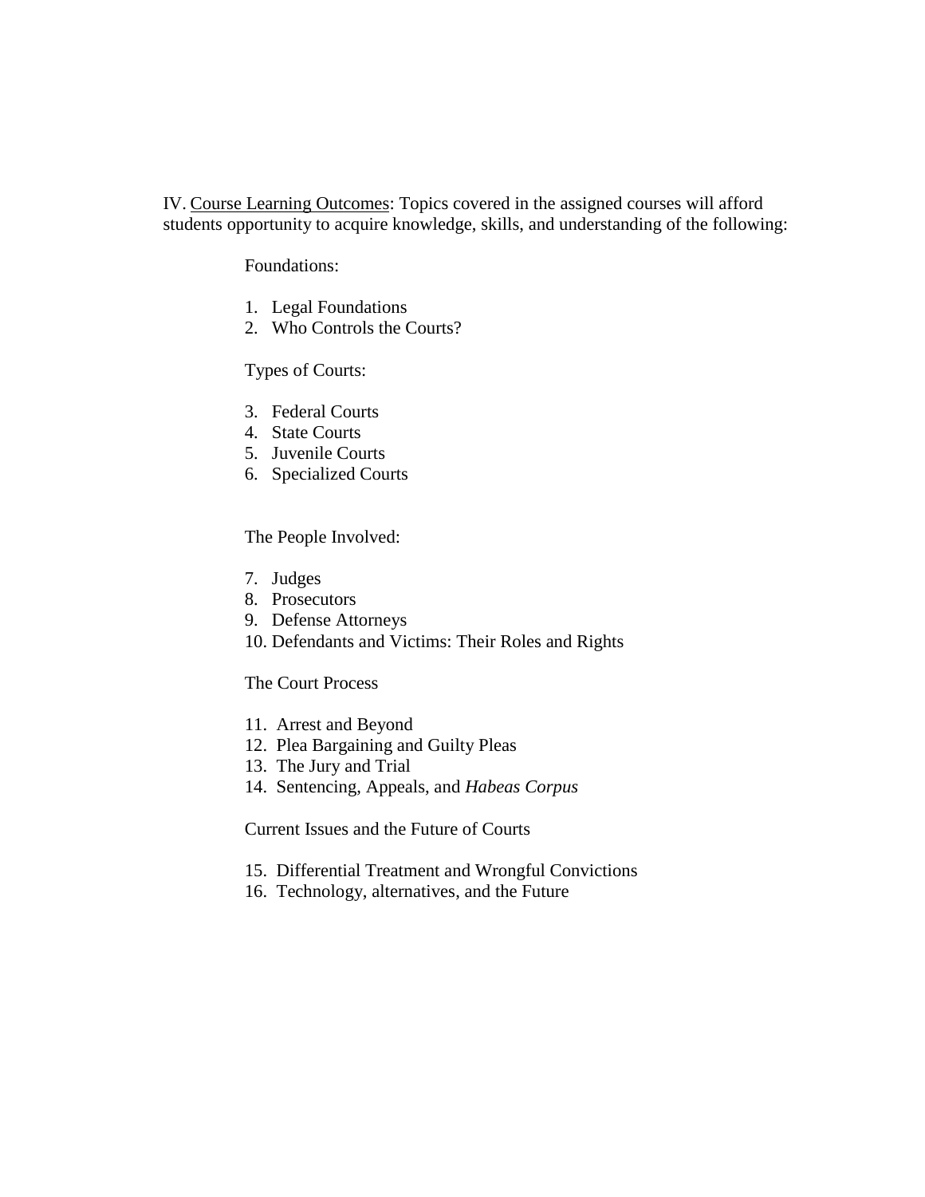IV. <u>Course Learning Outcomes</u>: Topics covered in the assigned courses will afford students opportunity to acquire knowledge, skills, and understanding of the following:

Foundations:

1. Legal Foundations
2. Who Controls the Courts?

Types of Courts:

3. Federal Courts
4. State Courts
5. Juvenile Courts
6. Specialized Courts

The People Involved:

7. Judges
8. Prosecutors
9. Defense Attorneys
10. Defendants and Victims: Their Roles and Rights

The Court Process

11. Arrest and Beyond
12. Plea Bargaining and Guilty Pleas
13. The Jury and Trial
14. Sentencing, Appeals, and *Habeas Corpus*

Current Issues and the Future of Courts

15. Differential Treatment and Wrongful Convictions
16. Technology, alternatives, and the Future